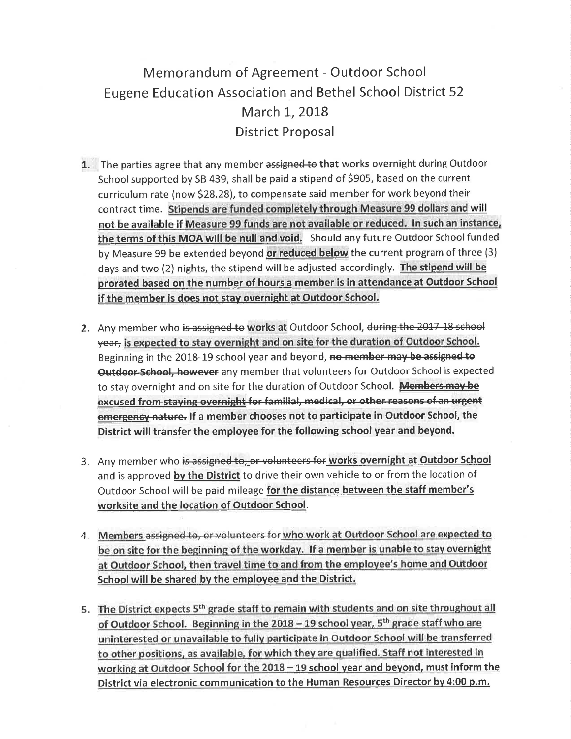# Memorandum of Agreement - Outdoor School
## Eugene Education Association and Bethel School District 52
## March 1, 2018
## District Proposal

1. The parties agree that any member ~~assigned to~~ **that** works overnight during Outdoor School supported by SB 439, shall be paid a stipend of $905, based on the current curriculum rate (now $28.28), to compensate said member for work beyond their contract time. **Stipends are funded completely through Measure 99 dollars and will not be available if Measure 99 funds are not available or reduced. In such an instance, the terms of this MOA will be null and void.** Should any future Outdoor School funded by Measure 99 be extended beyond **or reduced below** the current program of three (3) days and two (2) nights, the stipend will be adjusted accordingly. **The stipend will be prorated based on the number of hours a member is in attendance at Outdoor School if the member is does not stay overnight at Outdoor School.**

2. Any member who ~~is assigned to~~ **works at** Outdoor School, ~~during the 2017-18 school year,~~ **is expected to stay overnight and on site for the duration of Outdoor School.** Beginning in the 2018-19 school year and beyond, ~~no member may be assigned to Outdoor School, however~~ any member that volunteers for Outdoor School is expected to stay overnight and on site for the duration of Outdoor School. ~~**Members may be excused from staying overnight for familial, medical, or other reasons of an urgent emergency nature.**~~ **If a member chooses not to participate in Outdoor School, the District will transfer the employee for the following school year and beyond.**

3. Any member who ~~is assigned to, or volunteers for~~ **works overnight at Outdoor School** and is approved **by the District** to drive their own vehicle to or from the location of Outdoor School will be paid mileage **for the distance between the staff member's worksite and the location of Outdoor School**.

4. **Members** ~~assigned to, or volunteers for~~ **who work at Outdoor School are expected to be on site for the beginning of the workday. If a member is unable to stay overnight at Outdoor School, then travel time to and from the employee's home and Outdoor School will be shared by the employee and the District.**

5. **The District expects 5th grade staff to remain with students and on site throughout all of Outdoor School. Beginning in the 2018 – 19 school year, 5th grade staff who are uninterested or unavailable to fully participate in Outdoor School will be transferred to other positions, as available, for which they are qualified. Staff not interested in working at Outdoor School for the 2018 – 19 school year and beyond, must inform the District via electronic communication to the Human Resources Director by 4:00 p.m.**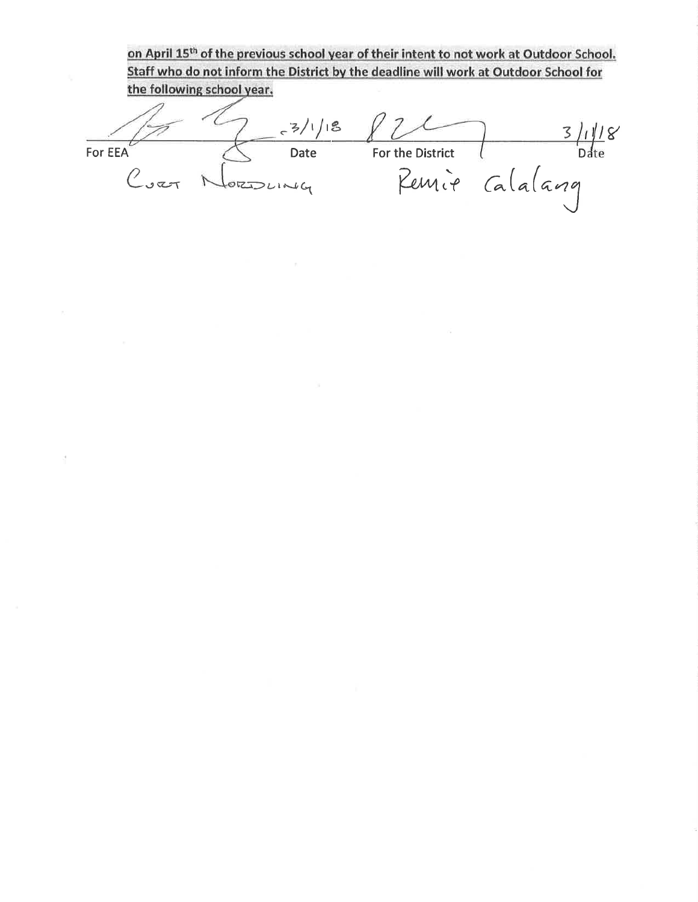**on April 15th of the previous school year of their intent to not work at Outdoor School. Staff who do not inform the District by the deadline will work at Outdoor School for the following school year.**

| | | | |
|---|---|---|---|
| *[signature]* | 3/1/18 | *[signature]* | 3/1/18 |
| For EEA | Date | For the District | Date |
| Curt Nordling | | Remie Calalang | |